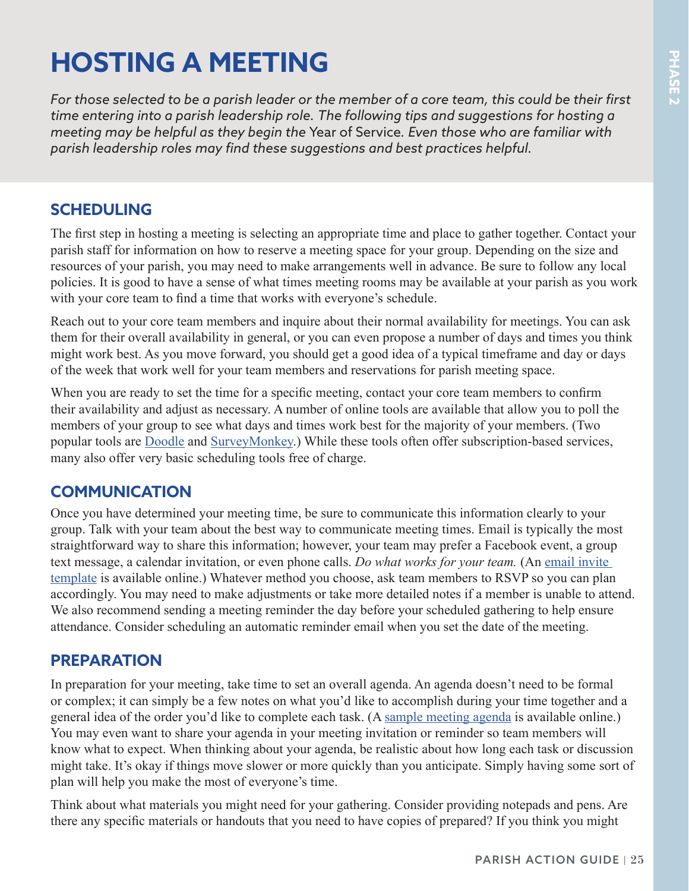# HOSTING A MEETING

*For those selected to be a parish leader or the member of a core team, this could be their first time entering into a parish leadership role. The following tips and suggestions for hosting a meeting may be helpful as they begin the* Year of Service. *Even those who are familiar with parish leadership roles may find these suggestions and best practices helpful.*

## SCHEDULING

The first step in hosting a meeting is selecting an appropriate time and place to gather together. Contact your parish staff for information on how to reserve a meeting space for your group. Depending on the size and resources of your parish, you may need to make arrangements well in advance. Be sure to follow any local policies. It is good to have a sense of what times meeting rooms may be available at your parish as you work with your core team to find a time that works with everyone's schedule.

Reach out to your core team members and inquire about their normal availability for meetings. You can ask them for their overall availability in general, or you can even propose a number of days and times you think might work best. As you move forward, you should get a good idea of a typical timeframe and day or days of the week that work well for your team members and reservations for parish meeting space.

When you are ready to set the time for a specific meeting, contact your core team members to confirm their availability and adjust as necessary. A number of online tools are available that allow you to poll the members of your group to see what days and times work best for the majority of your members. (Two popular tools are Doodle and SurveyMonkey.) While these tools often offer subscription-based services, many also offer very basic scheduling tools free of charge.

## COMMUNICATION

Once you have determined your meeting time, be sure to communicate this information clearly to your group. Talk with your team about the best way to communicate meeting times. Email is typically the most straightforward way to share this information; however, your team may prefer a Facebook event, a group text message, a calendar invitation, or even phone calls. *Do what works for your team.* (An email invite template is available online.) Whatever method you choose, ask team members to RSVP so you can plan accordingly. You may need to make adjustments or take more detailed notes if a member is unable to attend. We also recommend sending a meeting reminder the day before your scheduled gathering to help ensure attendance. Consider scheduling an automatic reminder email when you set the date of the meeting.

## PREPARATION

In preparation for your meeting, take time to set an overall agenda. An agenda doesn't need to be formal or complex; it can simply be a few notes on what you'd like to accomplish during your time together and a general idea of the order you'd like to complete each task. (A sample meeting agenda is available online.) You may even want to share your agenda in your meeting invitation or reminder so team members will know what to expect. When thinking about your agenda, be realistic about how long each task or discussion might take. It's okay if things move slower or more quickly than you anticipate. Simply having some sort of plan will help you make the most of everyone's time.

Think about what materials you might need for your gathering. Consider providing notepads and pens. Are there any specific materials or handouts that you need to have copies of prepared? If you think you might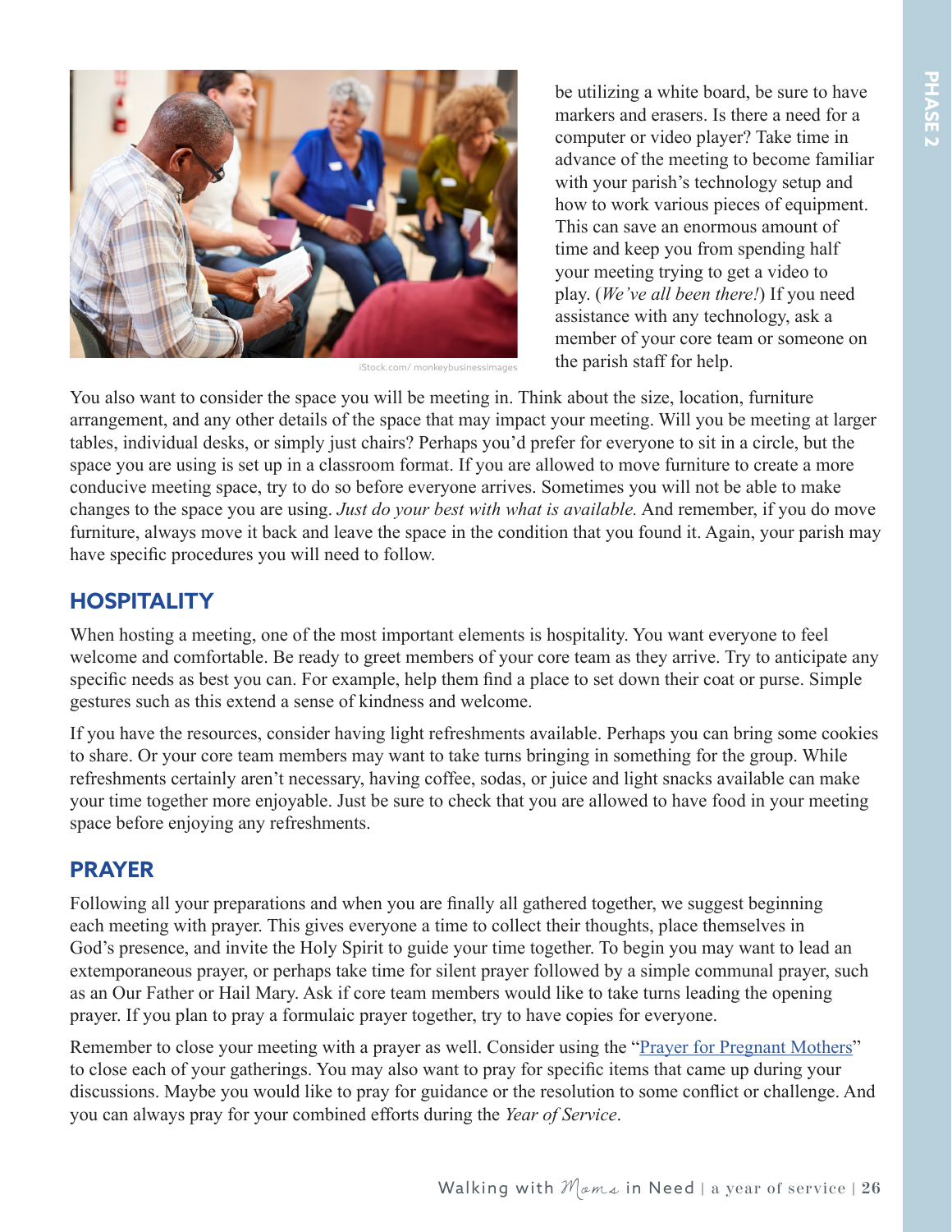be utilizing a white board, be sure to have markers and erasers. Is there a need for a computer or video player? Take time in advance of the meeting to become familiar with your parish's technology setup and how to work various pieces of equipment. This can save an enormous amount of time and keep you from spending half your meeting trying to get a video to play. (*We've all been there!*) If you need assistance with any technology, ask a member of your core team or someone on the parish staff for help.

iStock.com/ monkeybusinessimages

You also want to consider the space you will be meeting in. Think about the size, location, furniture arrangement, and any other details of the space that may impact your meeting. Will you be meeting at larger tables, individual desks, or simply just chairs? Perhaps you'd prefer for everyone to sit in a circle, but the space you are using is set up in a classroom format. If you are allowed to move furniture to create a more conducive meeting space, try to do so before everyone arrives. Sometimes you will not be able to make changes to the space you are using. *Just do your best with what is available.* And remember, if you do move furniture, always move it back and leave the space in the condition that you found it. Again, your parish may have specific procedures you will need to follow.

## HOSPITALITY

When hosting a meeting, one of the most important elements is hospitality. You want everyone to feel welcome and comfortable. Be ready to greet members of your core team as they arrive. Try to anticipate any specific needs as best you can. For example, help them find a place to set down their coat or purse. Simple gestures such as this extend a sense of kindness and welcome.

If you have the resources, consider having light refreshments available. Perhaps you can bring some cookies to share. Or your core team members may want to take turns bringing in something for the group. While refreshments certainly aren't necessary, having coffee, sodas, or juice and light snacks available can make your time together more enjoyable. Just be sure to check that you are allowed to have food in your meeting space before enjoying any refreshments.

## PRAYER

Following all your preparations and when you are finally all gathered together, we suggest beginning each meeting with prayer. This gives everyone a time to collect their thoughts, place themselves in God's presence, and invite the Holy Spirit to guide your time together. To begin you may want to lead an extemporaneous prayer, or perhaps take time for silent prayer followed by a simple communal prayer, such as an Our Father or Hail Mary. Ask if core team members would like to take turns leading the opening prayer. If you plan to pray a formulaic prayer together, try to have copies for everyone.

Remember to close your meeting with a prayer as well. Consider using the "Prayer for Pregnant Mothers" to close each of your gatherings. You may also want to pray for specific items that came up during your discussions. Maybe you would like to pray for guidance or the resolution to some conflict or challenge. And you can always pray for your combined efforts during the *Year of Service*.